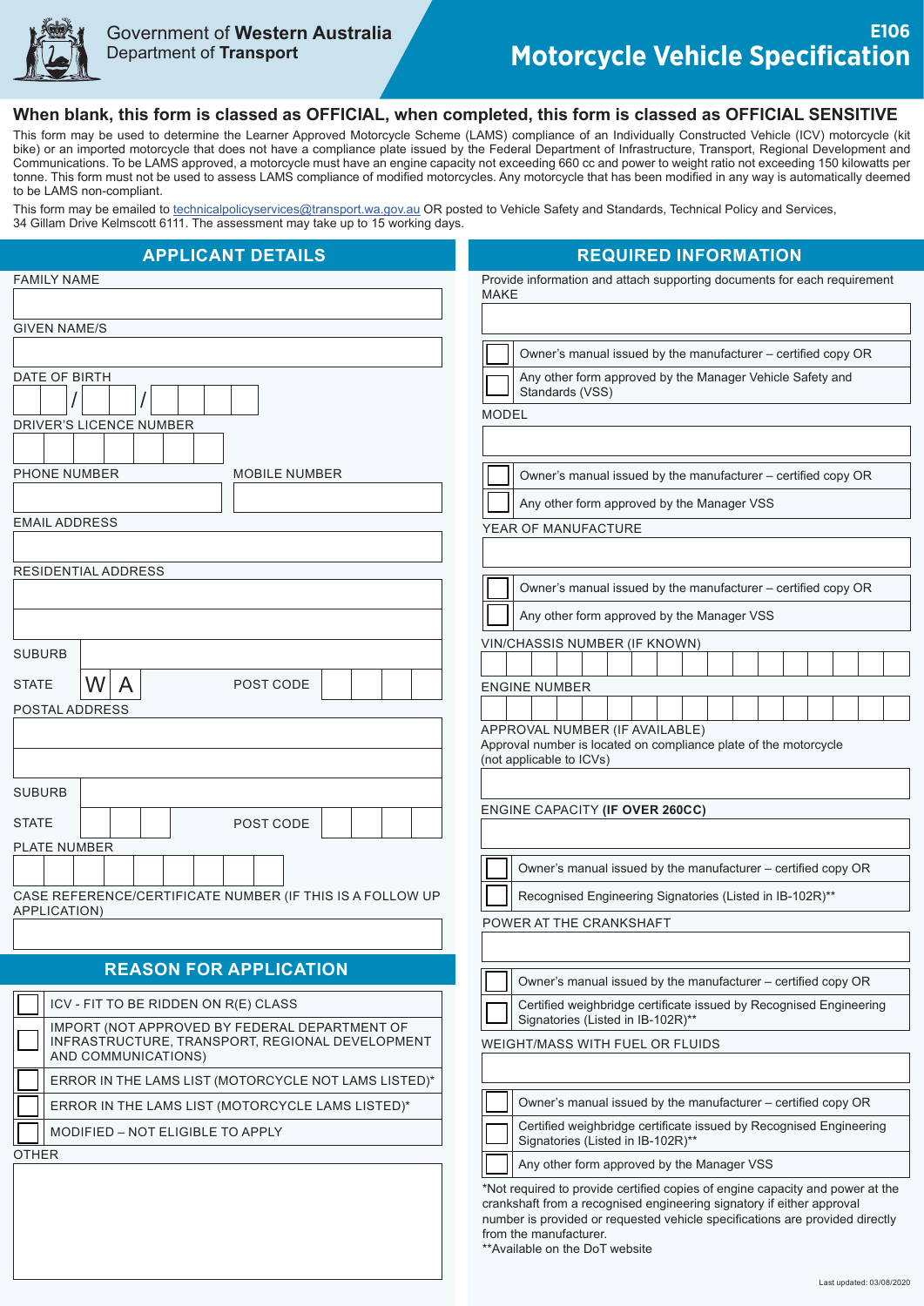Government of **Western Australia**
Department of **Transport**

# E106 Motorcycle Vehicle Specification

**When blank, this form is classed as OFFICIAL, when completed, this form is classed as OFFICIAL SENSITIVE**

This form may be used to determine the Learner Approved Motorcycle Scheme (LAMS) compliance of an Individually Constructed Vehicle (ICV) motorcycle (kit bike) or an imported motorcycle that does not have a compliance plate issued by the Federal Department of Infrastructure, Transport, Regional Development and Communications. To be LAMS approved, a motorcycle must have an engine capacity not exceeding 660 cc and power to weight ratio not exceeding 150 kilowatts per tonne. This form must not be used to assess LAMS compliance of modified motorcycles. Any motorcycle that has been modified in any way is automatically deemed to be LAMS non-compliant.

This form may be emailed to technicalpolicyservices@transport.wa.gov.au OR posted to Vehicle Safety and Standards, Technical Policy and Services, 34 Gillam Drive Kelmscott 6111. The assessment may take up to 15 working days.

## APPLICANT DETAILS

FAMILY NAME

GIVEN NAME/S

DATE OF BIRTH __ __ / __ __ / __ __ __ __

DRIVER'S LICENCE NUMBER

PHONE NUMBER

MOBILE NUMBER

EMAIL ADDRESS

RESIDENTIAL ADDRESS

SUBURB

STATE W A

POST CODE

POSTAL ADDRESS

SUBURB

STATE

POST CODE

PLATE NUMBER

CASE REFERENCE/CERTIFICATE NUMBER (IF THIS IS A FOLLOW UP APPLICATION)

## REASON FOR APPLICATION

- ☐ ICV - FIT TO BE RIDDEN ON R(E) CLASS
- ☐ IMPORT (NOT APPROVED BY FEDERAL DEPARTMENT OF INFRASTRUCTURE, TRANSPORT, REGIONAL DEVELOPMENT AND COMMUNICATIONS)
- ☐ ERROR IN THE LAMS LIST (MOTORCYCLE NOT LAMS LISTED)*
- ☐ ERROR IN THE LAMS LIST (MOTORCYCLE LAMS LISTED)*
- ☐ MODIFIED – NOT ELIGIBLE TO APPLY

OTHER

## REQUIRED INFORMATION

Provide information and attach supporting documents for each requirement

MAKE

- ☐ Owner's manual issued by the manufacturer – certified copy OR
- ☐ Any other form approved by the Manager Vehicle Safety and Standards (VSS)

MODEL

- ☐ Owner's manual issued by the manufacturer – certified copy OR
- ☐ Any other form approved by the Manager VSS

YEAR OF MANUFACTURE

- ☐ Owner's manual issued by the manufacturer – certified copy OR
- ☐ Any other form approved by the Manager VSS

VIN/CHASSIS NUMBER (IF KNOWN)

ENGINE NUMBER

APPROVAL NUMBER (IF AVAILABLE)
Approval number is located on compliance plate of the motorcycle (not applicable to ICVs)

ENGINE CAPACITY **(IF OVER 260CC)**

- ☐ Owner's manual issued by the manufacturer – certified copy OR
- ☐ Recognised Engineering Signatories (Listed in IB-102R)**

POWER AT THE CRANKSHAFT

- ☐ Owner's manual issued by the manufacturer – certified copy OR
- ☐ Certified weighbridge certificate issued by Recognised Engineering Signatories (Listed in IB-102R)**

WEIGHT/MASS WITH FUEL OR FLUIDS

- ☐ Owner's manual issued by the manufacturer – certified copy OR
- ☐ Certified weighbridge certificate issued by Recognised Engineering Signatories (Listed in IB-102R)**
- ☐ Any other form approved by the Manager VSS

*Not required to provide certified copies of engine capacity and power at the crankshaft from a recognised engineering signatory if either approval number is provided or requested vehicle specifications are provided directly from the manufacturer.
**Available on the DoT website

Last updated: 03/08/2020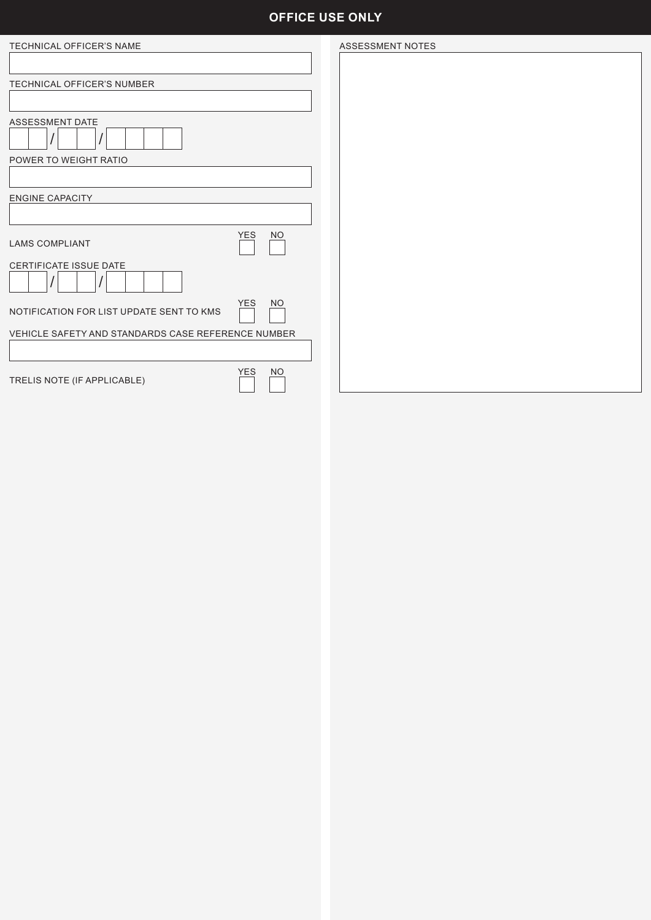## OFFICE USE ONLY

TECHNICAL OFFICER'S NAME

TECHNICAL OFFICER'S NUMBER

ASSESSMENT DATE

__ __ / __ __ / __ __ __ __

POWER TO WEIGHT RATIO

ENGINE CAPACITY

LAMS COMPLIANT — YES ☐ NO ☐

CERTIFICATE ISSUE DATE

__ __ / __ __ / __ __ __ __

NOTIFICATION FOR LIST UPDATE SENT TO KMS — YES ☐ NO ☐

VEHICLE SAFETY AND STANDARDS CASE REFERENCE NUMBER

TRELIS NOTE (IF APPLICABLE) — YES ☐ NO ☐

ASSESSMENT NOTES